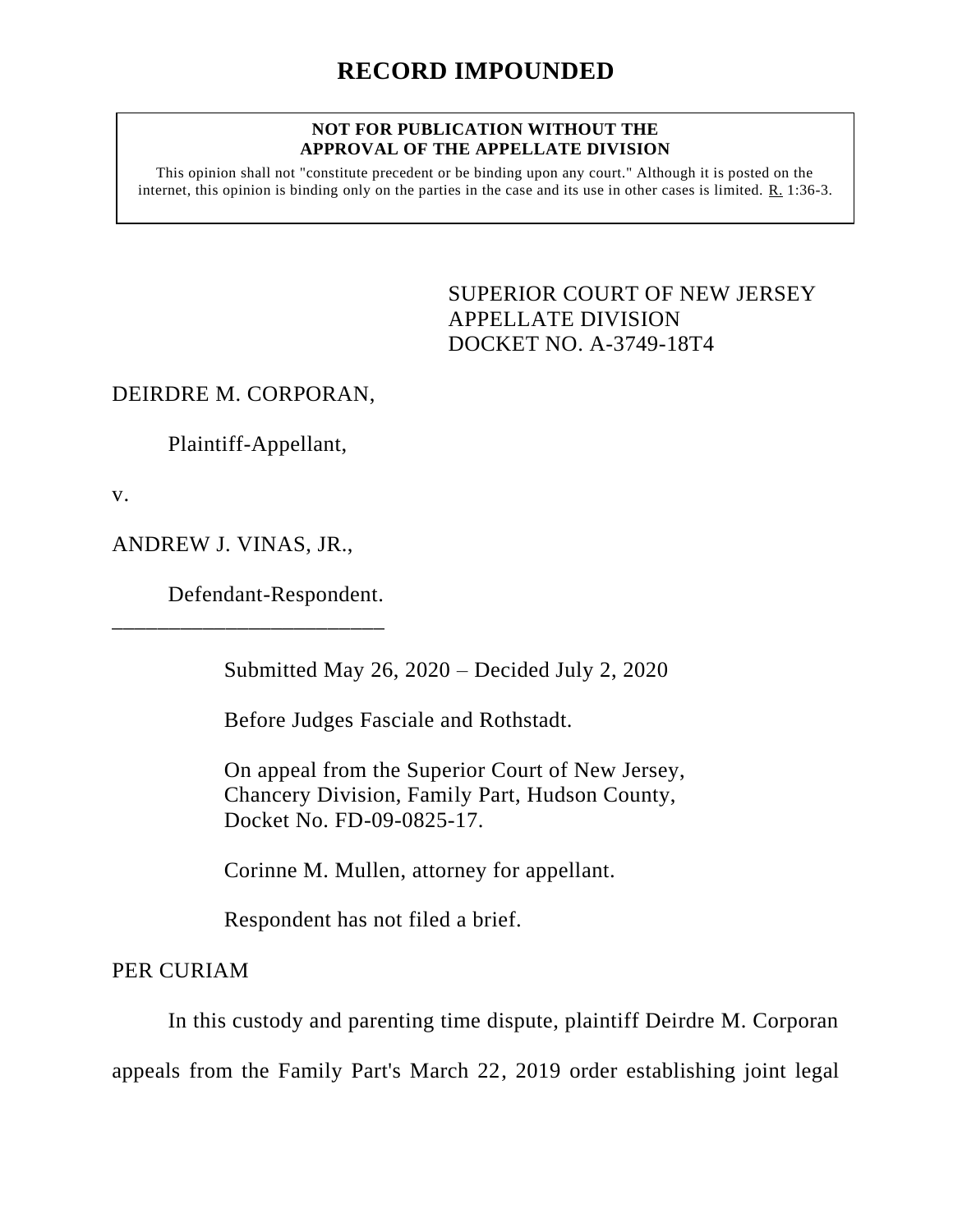# RECORD IMPOUNDED

**NOT FOR PUBLICATION WITHOUT THE APPROVAL OF THE APPELLATE DIVISION**

This opinion shall not "constitute precedent or be binding upon any court." Although it is posted on the internet, this opinion is binding only on the parties in the case and its use in other cases is limited. R. 1:36-3.

SUPERIOR COURT OF NEW JERSEY
APPELLATE DIVISION
DOCKET NO. A-3749-18T4

DEIRDRE M. CORPORAN,

Plaintiff-Appellant,

v.

ANDREW J. VINAS, JR.,

Defendant-Respondent.

\_\_\_\_\_\_\_\_\_\_\_\_\_\_\_\_\_\_\_\_\_\_\_\_\_\_\_

Submitted May 26, 2020 – Decided July 2, 2020

Before Judges Fasciale and Rothstadt.

On appeal from the Superior Court of New Jersey, Chancery Division, Family Part, Hudson County, Docket No. FD-09-0825-17.

Corinne M. Mullen, attorney for appellant.

Respondent has not filed a brief.

PER CURIAM

In this custody and parenting time dispute, plaintiff Deirdre M. Corporan appeals from the Family Part's March 22, 2019 order establishing joint legal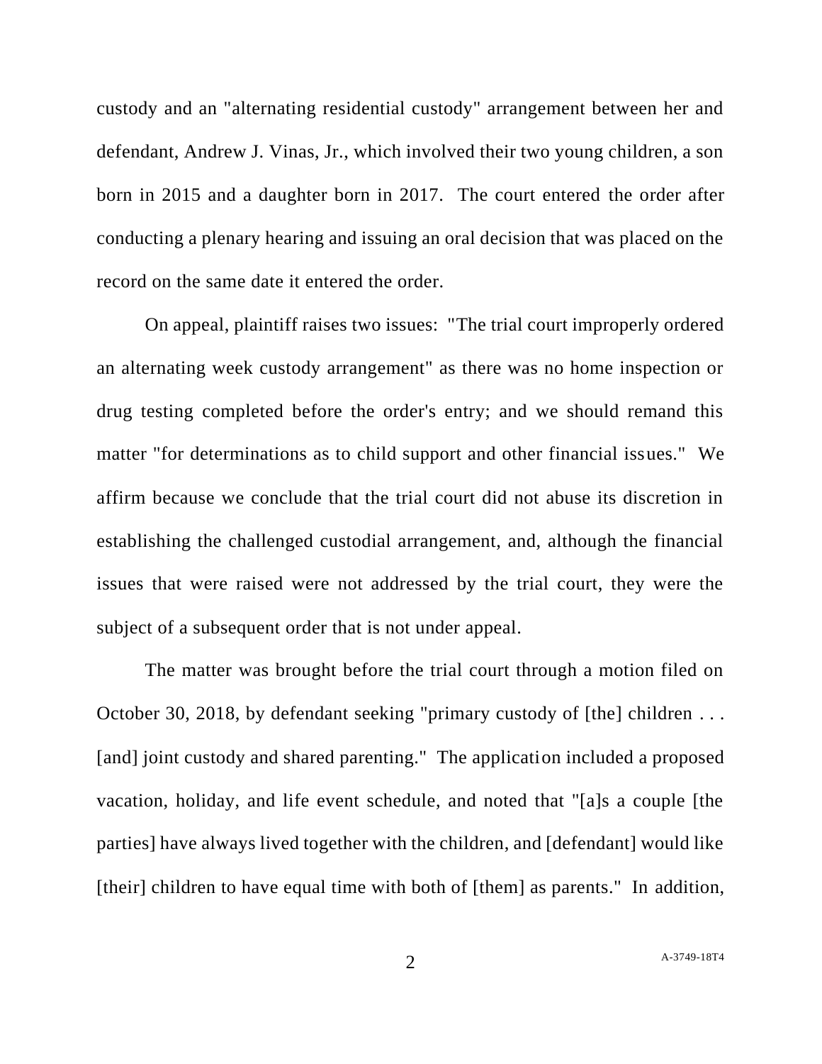custody and an "alternating residential custody" arrangement between her and defendant, Andrew J. Vinas, Jr., which involved their two young children, a son born in 2015 and a daughter born in 2017. The court entered the order after conducting a plenary hearing and issuing an oral decision that was placed on the record on the same date it entered the order.

On appeal, plaintiff raises two issues: "The trial court improperly ordered an alternating week custody arrangement" as there was no home inspection or drug testing completed before the order's entry; and we should remand this matter "for determinations as to child support and other financial issues." We affirm because we conclude that the trial court did not abuse its discretion in establishing the challenged custodial arrangement, and, although the financial issues that were raised were not addressed by the trial court, they were the subject of a subsequent order that is not under appeal.

The matter was brought before the trial court through a motion filed on October 30, 2018, by defendant seeking "primary custody of [the] children . . . [and] joint custody and shared parenting." The application included a proposed vacation, holiday, and life event schedule, and noted that "[a]s a couple [the parties] have always lived together with the children, and [defendant] would like [their] children to have equal time with both of [them] as parents." In addition,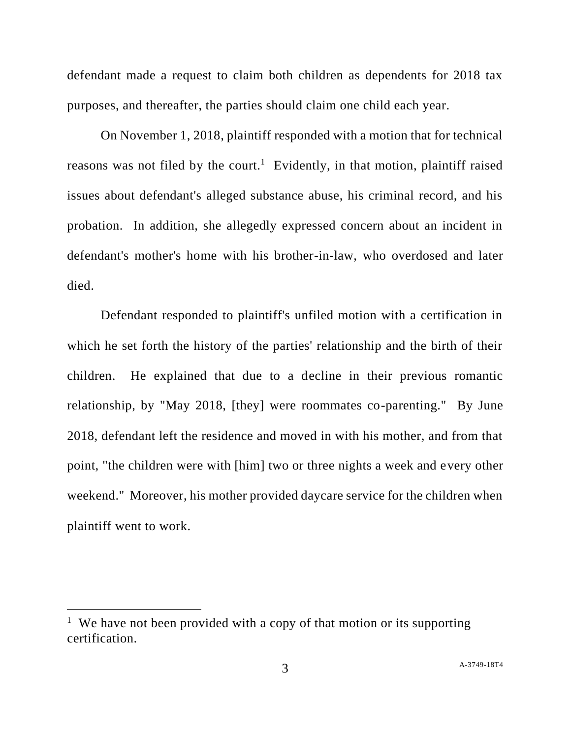defendant made a request to claim both children as dependents for 2018 tax purposes, and thereafter, the parties should claim one child each year.

On November 1, 2018, plaintiff responded with a motion that for technical reasons was not filed by the court.[1] Evidently, in that motion, plaintiff raised issues about defendant's alleged substance abuse, his criminal record, and his probation. In addition, she allegedly expressed concern about an incident in defendant's mother's home with his brother-in-law, who overdosed and later died.

Defendant responded to plaintiff's unfiled motion with a certification in which he set forth the history of the parties' relationship and the birth of their children. He explained that due to a decline in their previous romantic relationship, by "May 2018, [they] were roommates co-parenting." By June 2018, defendant left the residence and moved in with his mother, and from that point, "the children were with [him] two or three nights a week and every other weekend." Moreover, his mother provided daycare service for the children when plaintiff went to work.

---

[1] We have not been provided with a copy of that motion or its supporting certification.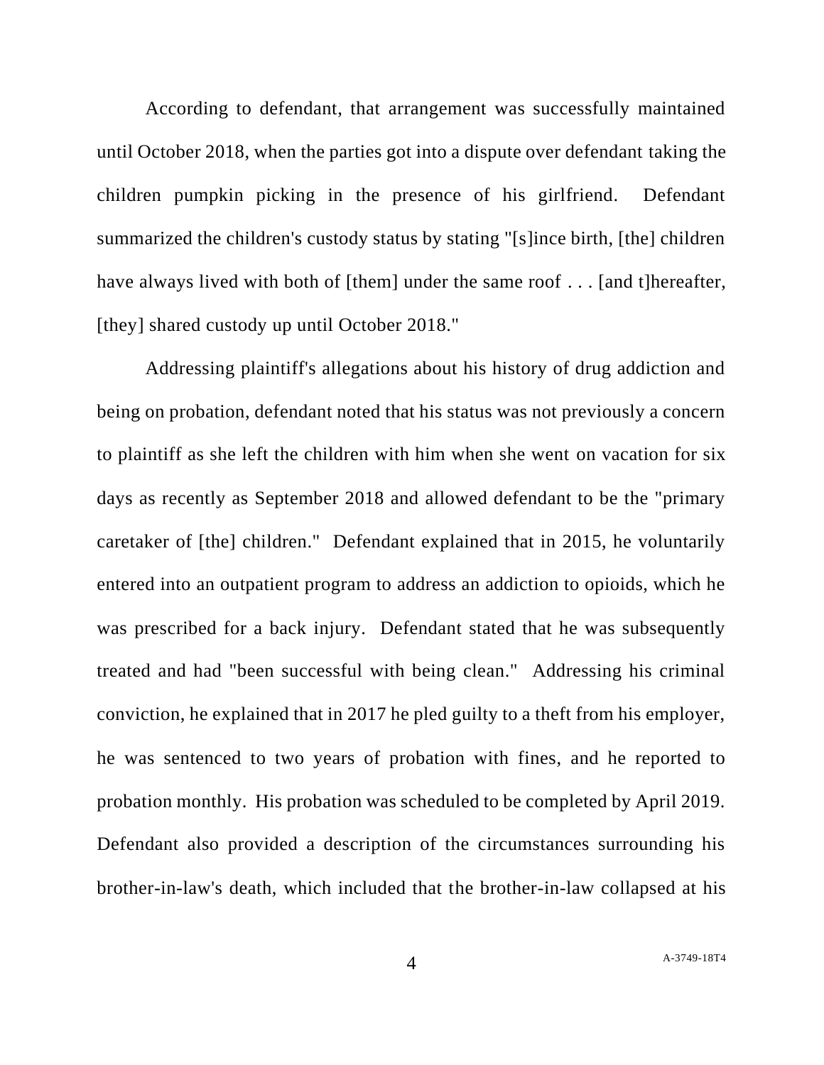According to defendant, that arrangement was successfully maintained until October 2018, when the parties got into a dispute over defendant taking the children pumpkin picking in the presence of his girlfriend. Defendant summarized the children's custody status by stating "[s]ince birth, [the] children have always lived with both of [them] under the same roof . . . [and t]hereafter, [they] shared custody up until October 2018."

Addressing plaintiff's allegations about his history of drug addiction and being on probation, defendant noted that his status was not previously a concern to plaintiff as she left the children with him when she went on vacation for six days as recently as September 2018 and allowed defendant to be the "primary caretaker of [the] children." Defendant explained that in 2015, he voluntarily entered into an outpatient program to address an addiction to opioids, which he was prescribed for a back injury. Defendant stated that he was subsequently treated and had "been successful with being clean." Addressing his criminal conviction, he explained that in 2017 he pled guilty to a theft from his employer, he was sentenced to two years of probation with fines, and he reported to probation monthly. His probation was scheduled to be completed by April 2019. Defendant also provided a description of the circumstances surrounding his brother-in-law's death, which included that the brother-in-law collapsed at his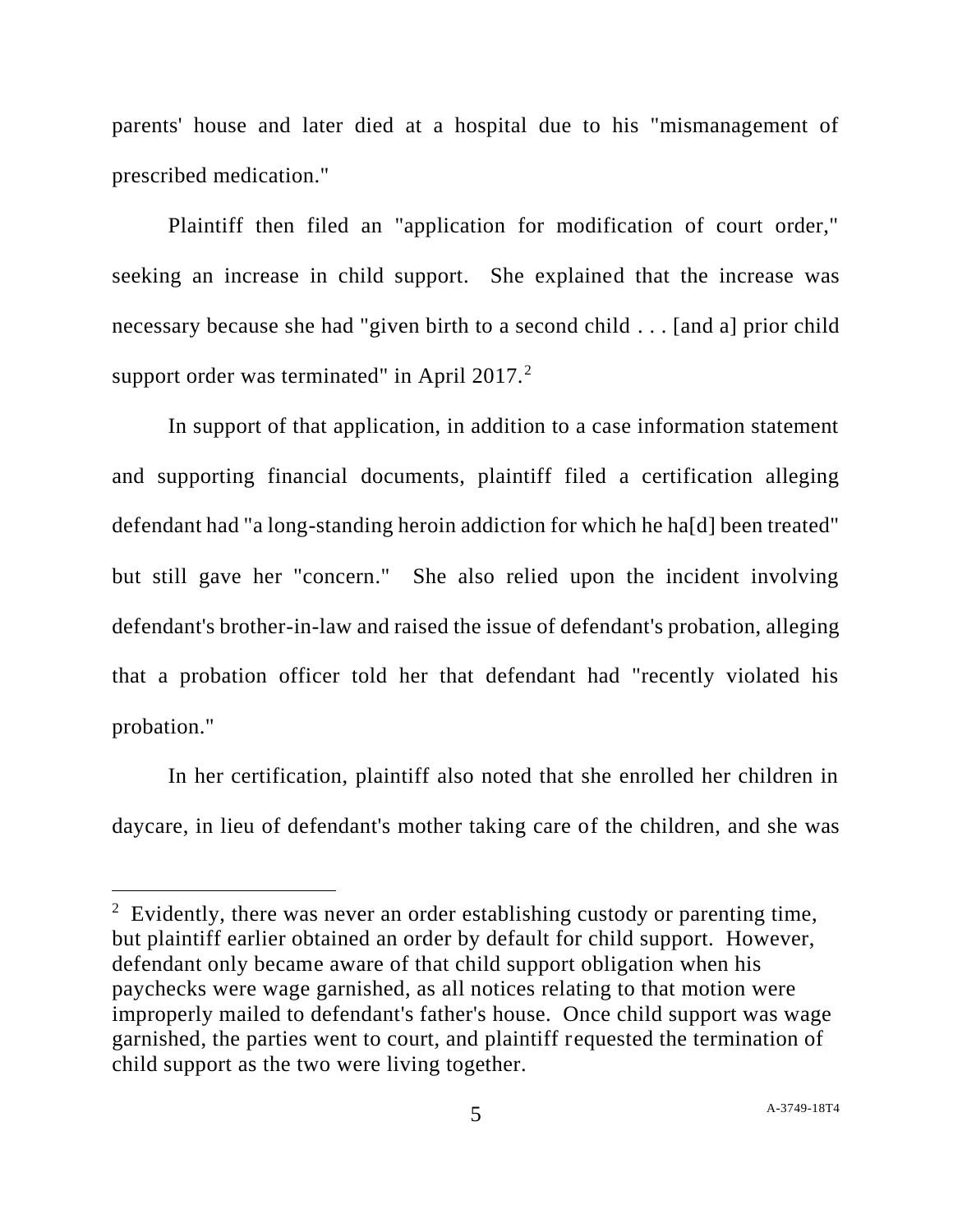parents' house and later died at a hospital due to his "mismanagement of prescribed medication."

Plaintiff then filed an "application for modification of court order," seeking an increase in child support. She explained that the increase was necessary because she had "given birth to a second child . . . [and a] prior child support order was terminated" in April 2017.[2]

In support of that application, in addition to a case information statement and supporting financial documents, plaintiff filed a certification alleging defendant had "a long-standing heroin addiction for which he ha[d] been treated" but still gave her "concern." She also relied upon the incident involving defendant's brother-in-law and raised the issue of defendant's probation, alleging that a probation officer told her that defendant had "recently violated his probation."

In her certification, plaintiff also noted that she enrolled her children in daycare, in lieu of defendant's mother taking care of the children, and she was

---

[2] Evidently, there was never an order establishing custody or parenting time, but plaintiff earlier obtained an order by default for child support. However, defendant only became aware of that child support obligation when his paychecks were wage garnished, as all notices relating to that motion were improperly mailed to defendant's father's house. Once child support was wage garnished, the parties went to court, and plaintiff requested the termination of child support as the two were living together.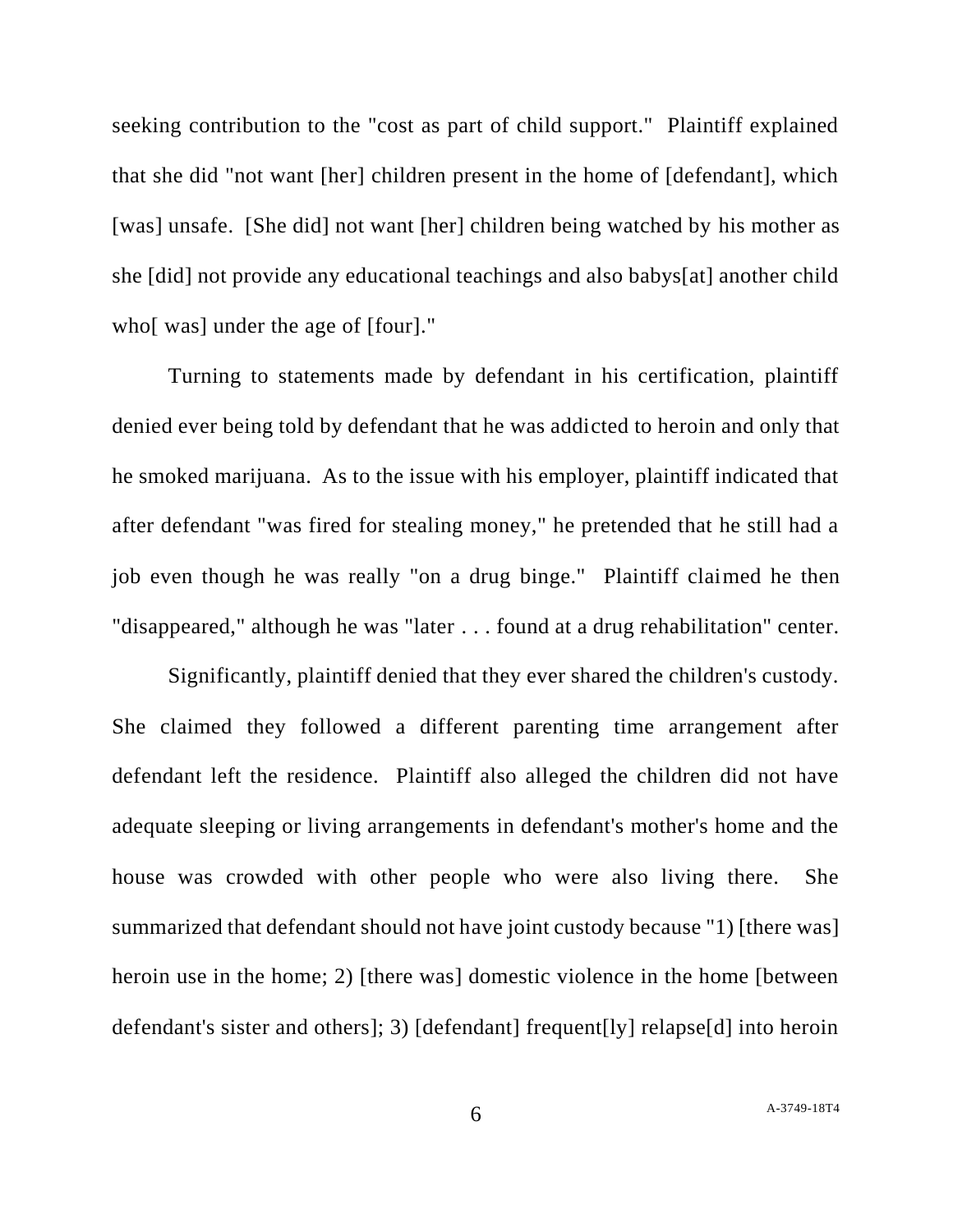seeking contribution to the "cost as part of child support." Plaintiff explained that she did "not want [her] children present in the home of [defendant], which [was] unsafe. [She did] not want [her] children being watched by his mother as she [did] not provide any educational teachings and also babys[at] another child who[ was] under the age of [four]."

Turning to statements made by defendant in his certification, plaintiff denied ever being told by defendant that he was addicted to heroin and only that he smoked marijuana. As to the issue with his employer, plaintiff indicated that after defendant "was fired for stealing money," he pretended that he still had a job even though he was really "on a drug binge." Plaintiff claimed he then "disappeared," although he was "later . . . found at a drug rehabilitation" center.

Significantly, plaintiff denied that they ever shared the children's custody. She claimed they followed a different parenting time arrangement after defendant left the residence. Plaintiff also alleged the children did not have adequate sleeping or living arrangements in defendant's mother's home and the house was crowded with other people who were also living there. She summarized that defendant should not have joint custody because "1) [there was] heroin use in the home; 2) [there was] domestic violence in the home [between defendant's sister and others]; 3) [defendant] frequent[ly] relapse[d] into heroin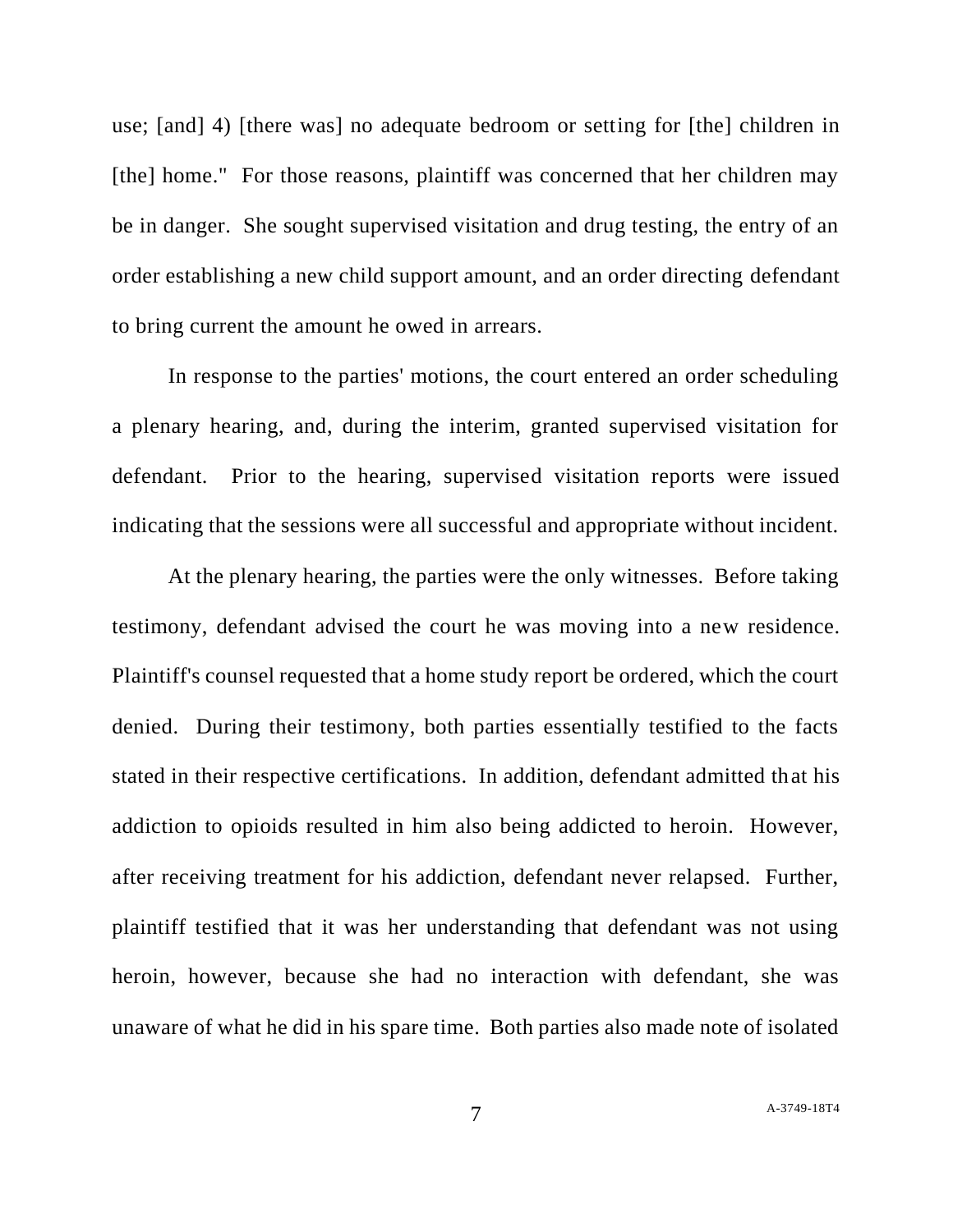use; [and] 4) [there was] no adequate bedroom or setting for [the] children in [the] home." For those reasons, plaintiff was concerned that her children may be in danger. She sought supervised visitation and drug testing, the entry of an order establishing a new child support amount, and an order directing defendant to bring current the amount he owed in arrears.

In response to the parties' motions, the court entered an order scheduling a plenary hearing, and, during the interim, granted supervised visitation for defendant. Prior to the hearing, supervised visitation reports were issued indicating that the sessions were all successful and appropriate without incident.

At the plenary hearing, the parties were the only witnesses. Before taking testimony, defendant advised the court he was moving into a new residence. Plaintiff's counsel requested that a home study report be ordered, which the court denied. During their testimony, both parties essentially testified to the facts stated in their respective certifications. In addition, defendant admitted that his addiction to opioids resulted in him also being addicted to heroin. However, after receiving treatment for his addiction, defendant never relapsed. Further, plaintiff testified that it was her understanding that defendant was not using heroin, however, because she had no interaction with defendant, she was unaware of what he did in his spare time. Both parties also made note of isolated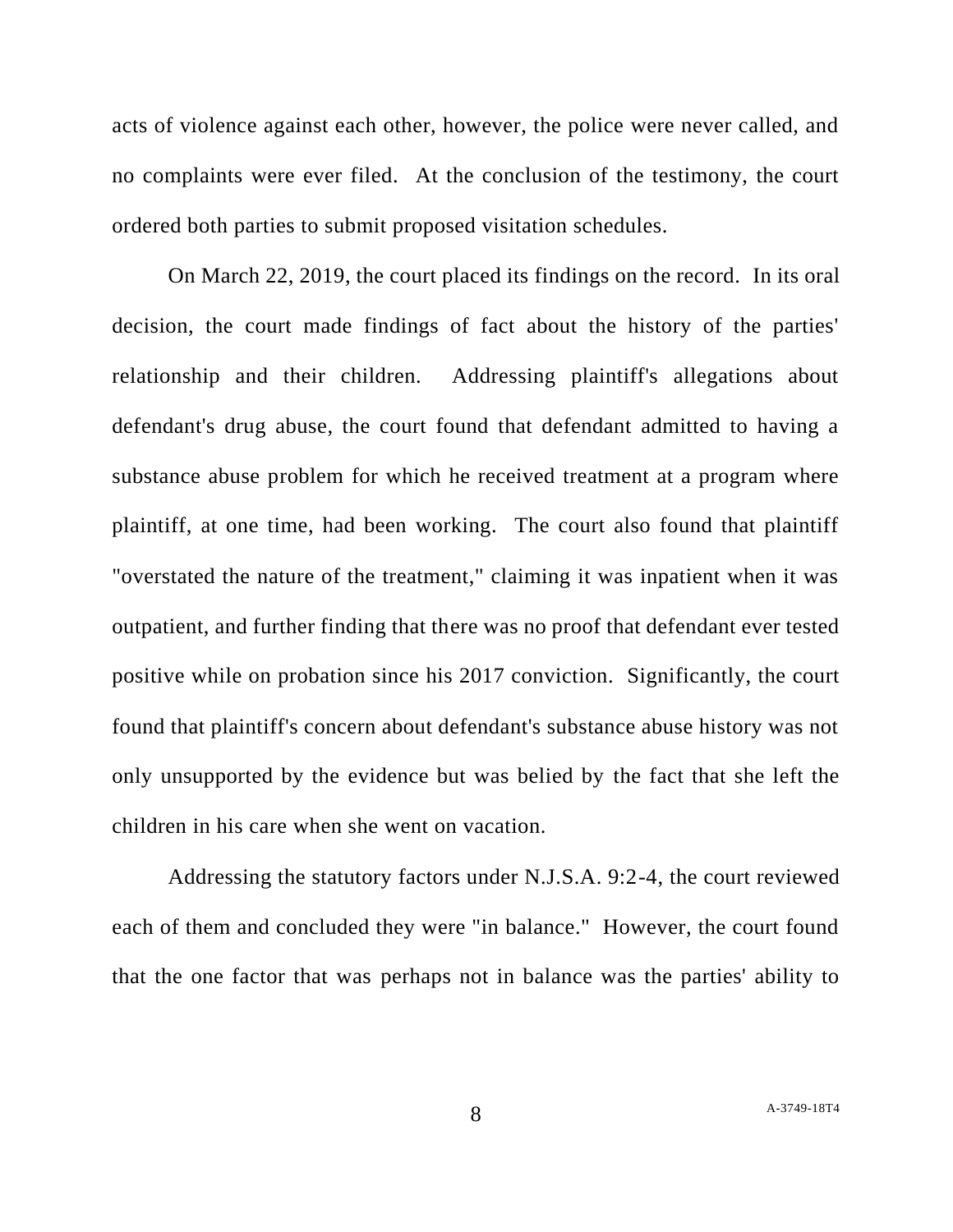acts of violence against each other, however, the police were never called, and no complaints were ever filed. At the conclusion of the testimony, the court ordered both parties to submit proposed visitation schedules.

On March 22, 2019, the court placed its findings on the record. In its oral decision, the court made findings of fact about the history of the parties' relationship and their children. Addressing plaintiff's allegations about defendant's drug abuse, the court found that defendant admitted to having a substance abuse problem for which he received treatment at a program where plaintiff, at one time, had been working. The court also found that plaintiff "overstated the nature of the treatment," claiming it was inpatient when it was outpatient, and further finding that there was no proof that defendant ever tested positive while on probation since his 2017 conviction. Significantly, the court found that plaintiff's concern about defendant's substance abuse history was not only unsupported by the evidence but was belied by the fact that she left the children in his care when she went on vacation.

Addressing the statutory factors under N.J.S.A. 9:2-4, the court reviewed each of them and concluded they were "in balance." However, the court found that the one factor that was perhaps not in balance was the parties' ability to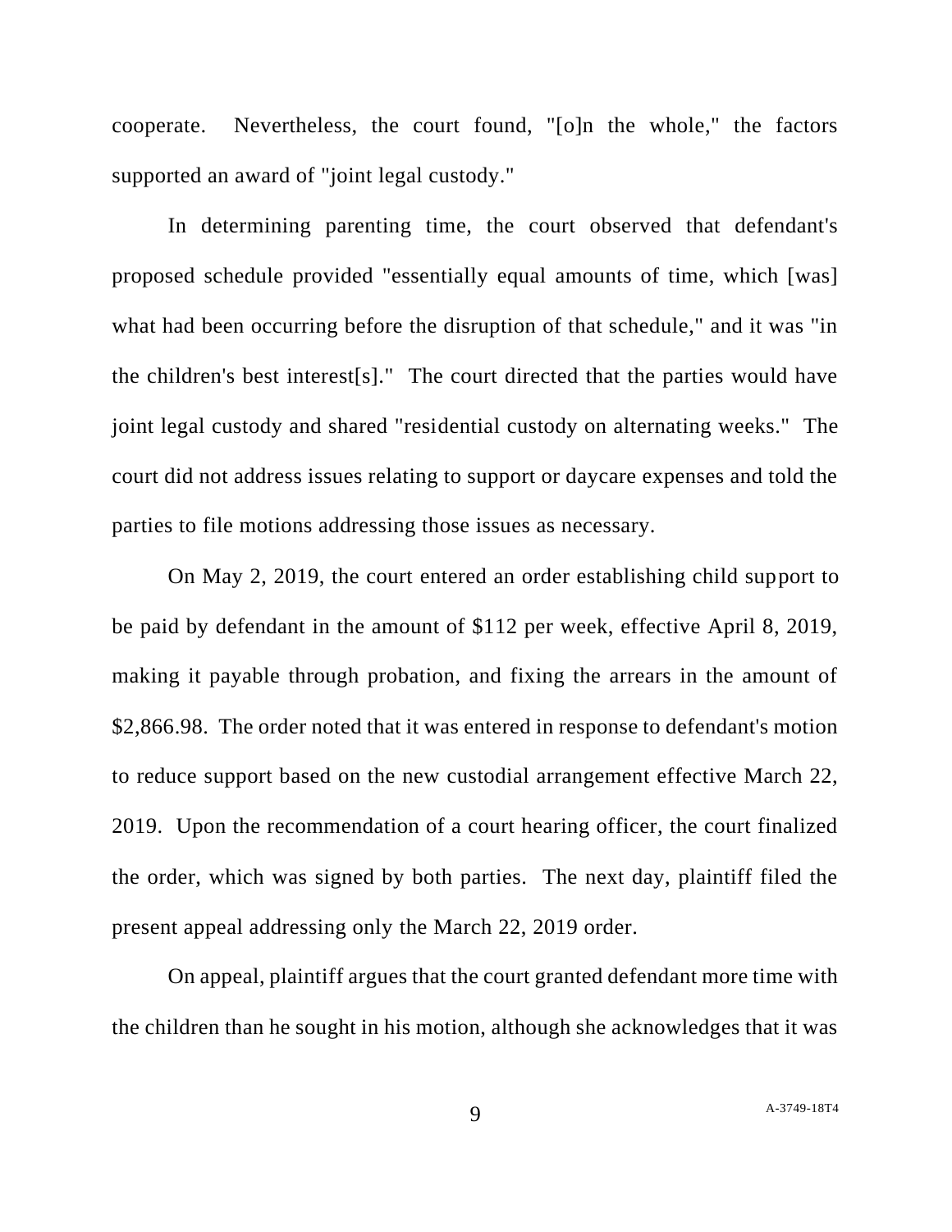cooperate. Nevertheless, the court found, "[o]n the whole," the factors supported an award of "joint legal custody."

In determining parenting time, the court observed that defendant's proposed schedule provided "essentially equal amounts of time, which [was] what had been occurring before the disruption of that schedule," and it was "in the children's best interest[s]." The court directed that the parties would have joint legal custody and shared "residential custody on alternating weeks." The court did not address issues relating to support or daycare expenses and told the parties to file motions addressing those issues as necessary.

On May 2, 2019, the court entered an order establishing child support to be paid by defendant in the amount of $112 per week, effective April 8, 2019, making it payable through probation, and fixing the arrears in the amount of $2,866.98. The order noted that it was entered in response to defendant's motion to reduce support based on the new custodial arrangement effective March 22, 2019. Upon the recommendation of a court hearing officer, the court finalized the order, which was signed by both parties. The next day, plaintiff filed the present appeal addressing only the March 22, 2019 order.

On appeal, plaintiff argues that the court granted defendant more time with the children than he sought in his motion, although she acknowledges that it was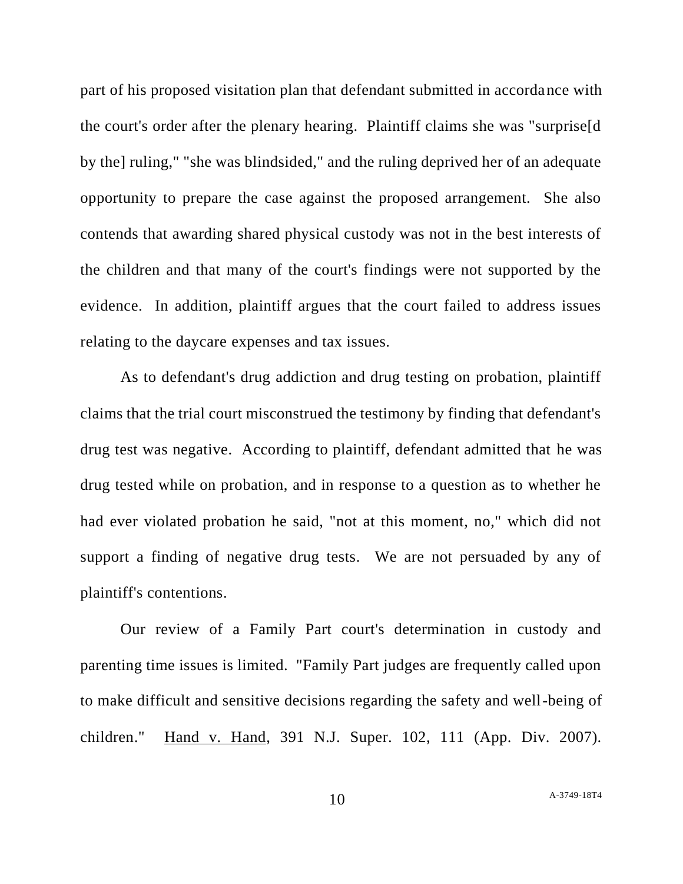part of his proposed visitation plan that defendant submitted in accordance with the court's order after the plenary hearing. Plaintiff claims she was "surprise[d by the] ruling," "she was blindsided," and the ruling deprived her of an adequate opportunity to prepare the case against the proposed arrangement. She also contends that awarding shared physical custody was not in the best interests of the children and that many of the court's findings were not supported by the evidence. In addition, plaintiff argues that the court failed to address issues relating to the daycare expenses and tax issues.

As to defendant's drug addiction and drug testing on probation, plaintiff claims that the trial court misconstrued the testimony by finding that defendant's drug test was negative. According to plaintiff, defendant admitted that he was drug tested while on probation, and in response to a question as to whether he had ever violated probation he said, "not at this moment, no," which did not support a finding of negative drug tests. We are not persuaded by any of plaintiff's contentions.

Our review of a Family Part court's determination in custody and parenting time issues is limited. "Family Part judges are frequently called upon to make difficult and sensitive decisions regarding the safety and well-being of children." Hand v. Hand, 391 N.J. Super. 102, 111 (App. Div. 2007).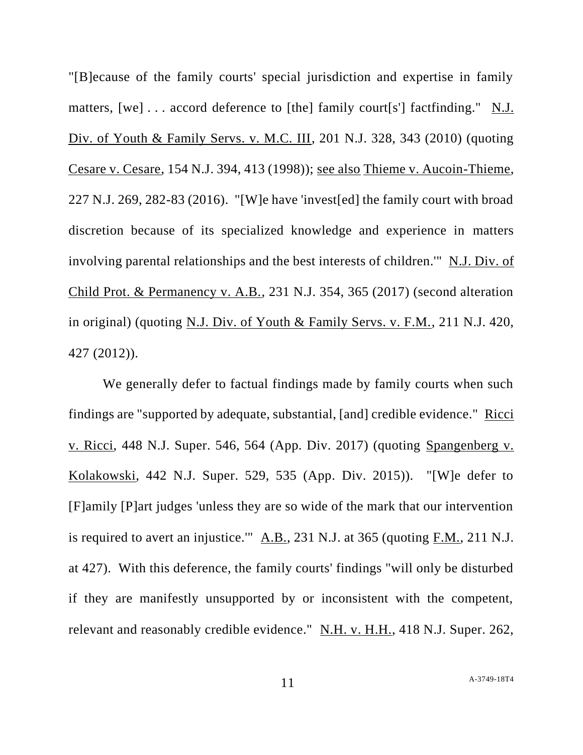"[B]ecause of the family courts' special jurisdiction and expertise in family matters, [we] . . . accord deference to [the] family court[s'] factfinding." N.J. Div. of Youth & Family Servs. v. M.C. III, 201 N.J. 328, 343 (2010) (quoting Cesare v. Cesare, 154 N.J. 394, 413 (1998)); see also Thieme v. Aucoin-Thieme, 227 N.J. 269, 282-83 (2016). "[W]e have 'invest[ed] the family court with broad discretion because of its specialized knowledge and experience in matters involving parental relationships and the best interests of children.'" N.J. Div. of Child Prot. & Permanency v. A.B., 231 N.J. 354, 365 (2017) (second alteration in original) (quoting N.J. Div. of Youth & Family Servs. v. F.M., 211 N.J. 420, 427 (2012)).

We generally defer to factual findings made by family courts when such findings are "supported by adequate, substantial, [and] credible evidence." Ricci v. Ricci, 448 N.J. Super. 546, 564 (App. Div. 2017) (quoting Spangenberg v. Kolakowski, 442 N.J. Super. 529, 535 (App. Div. 2015)). "[W]e defer to [F]amily [P]art judges 'unless they are so wide of the mark that our intervention is required to avert an injustice.'" A.B., 231 N.J. at 365 (quoting F.M., 211 N.J. at 427). With this deference, the family courts' findings "will only be disturbed if they are manifestly unsupported by or inconsistent with the competent, relevant and reasonably credible evidence." N.H. v. H.H., 418 N.J. Super. 262,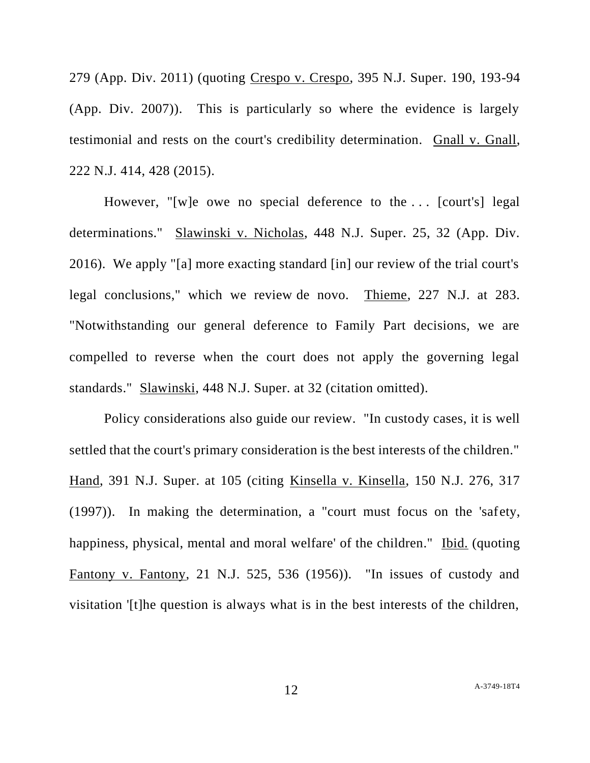279 (App. Div. 2011) (quoting Crespo v. Crespo, 395 N.J. Super. 190, 193-94 (App. Div. 2007)). This is particularly so where the evidence is largely testimonial and rests on the court's credibility determination. Gnall v. Gnall, 222 N.J. 414, 428 (2015).

However, "[w]e owe no special deference to the . . . [court's] legal determinations." Slawinski v. Nicholas, 448 N.J. Super. 25, 32 (App. Div. 2016). We apply "[a] more exacting standard [in] our review of the trial court's legal conclusions," which we review de novo. Thieme, 227 N.J. at 283. "Notwithstanding our general deference to Family Part decisions, we are compelled to reverse when the court does not apply the governing legal standards." Slawinski, 448 N.J. Super. at 32 (citation omitted).

Policy considerations also guide our review. "In custody cases, it is well settled that the court's primary consideration is the best interests of the children." Hand, 391 N.J. Super. at 105 (citing Kinsella v. Kinsella, 150 N.J. 276, 317 (1997)). In making the determination, a "court must focus on the 'safety, happiness, physical, mental and moral welfare' of the children." Ibid. (quoting Fantony v. Fantony, 21 N.J. 525, 536 (1956)). "In issues of custody and visitation '[t]he question is always what is in the best interests of the children,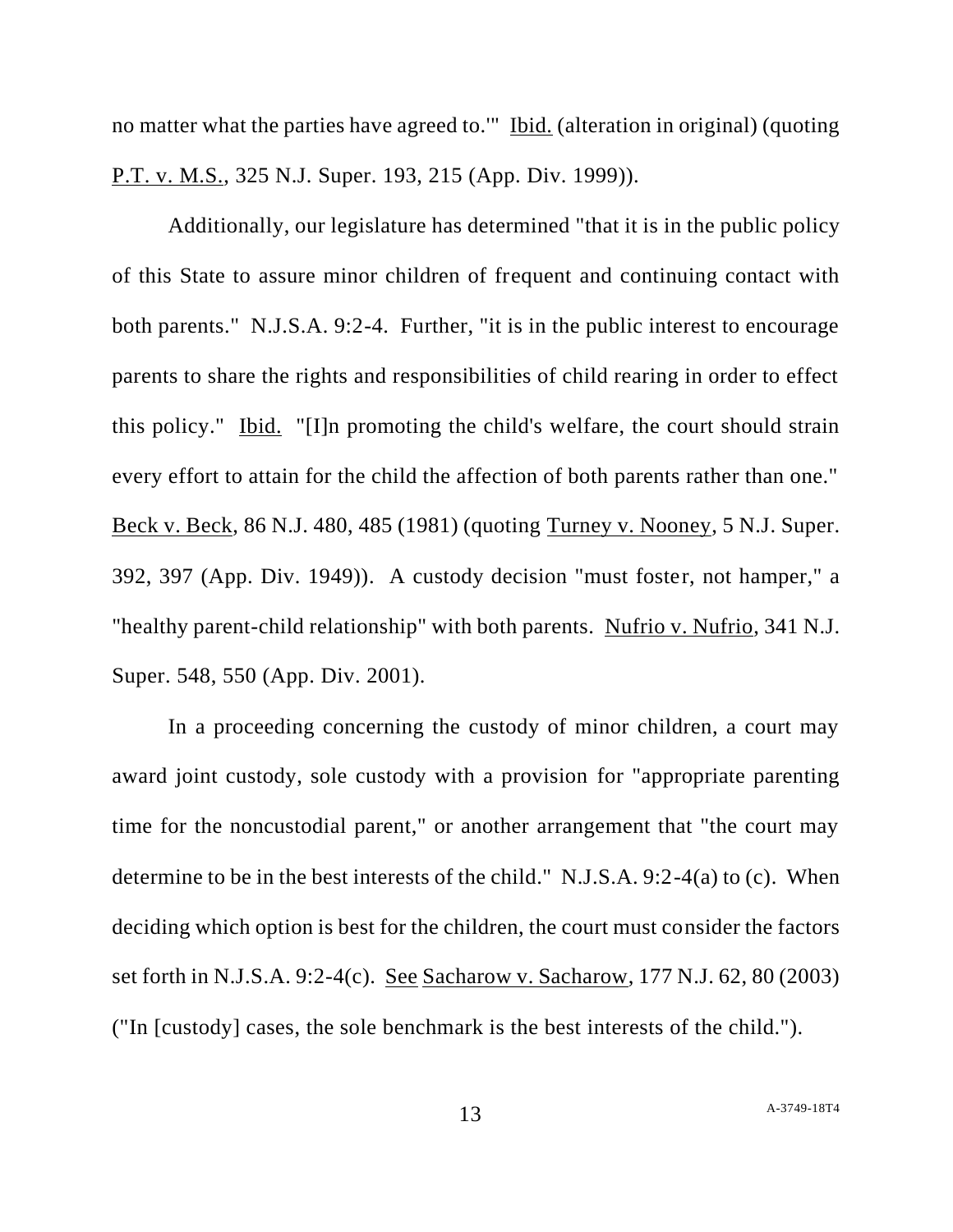no matter what the parties have agreed to.'" Ibid. (alteration in original) (quoting P.T. v. M.S., 325 N.J. Super. 193, 215 (App. Div. 1999)).

Additionally, our legislature has determined "that it is in the public policy of this State to assure minor children of frequent and continuing contact with both parents." N.J.S.A. 9:2-4. Further, "it is in the public interest to encourage parents to share the rights and responsibilities of child rearing in order to effect this policy." Ibid. "[I]n promoting the child's welfare, the court should strain every effort to attain for the child the affection of both parents rather than one." Beck v. Beck, 86 N.J. 480, 485 (1981) (quoting Turney v. Nooney, 5 N.J. Super. 392, 397 (App. Div. 1949)). A custody decision "must foster, not hamper," a "healthy parent-child relationship" with both parents. Nufrio v. Nufrio, 341 N.J. Super. 548, 550 (App. Div. 2001).

In a proceeding concerning the custody of minor children, a court may award joint custody, sole custody with a provision for "appropriate parenting time for the noncustodial parent," or another arrangement that "the court may determine to be in the best interests of the child." N.J.S.A. 9:2-4(a) to (c). When deciding which option is best for the children, the court must consider the factors set forth in N.J.S.A. 9:2-4(c). See Sacharow v. Sacharow, 177 N.J. 62, 80 (2003) ("In [custody] cases, the sole benchmark is the best interests of the child.").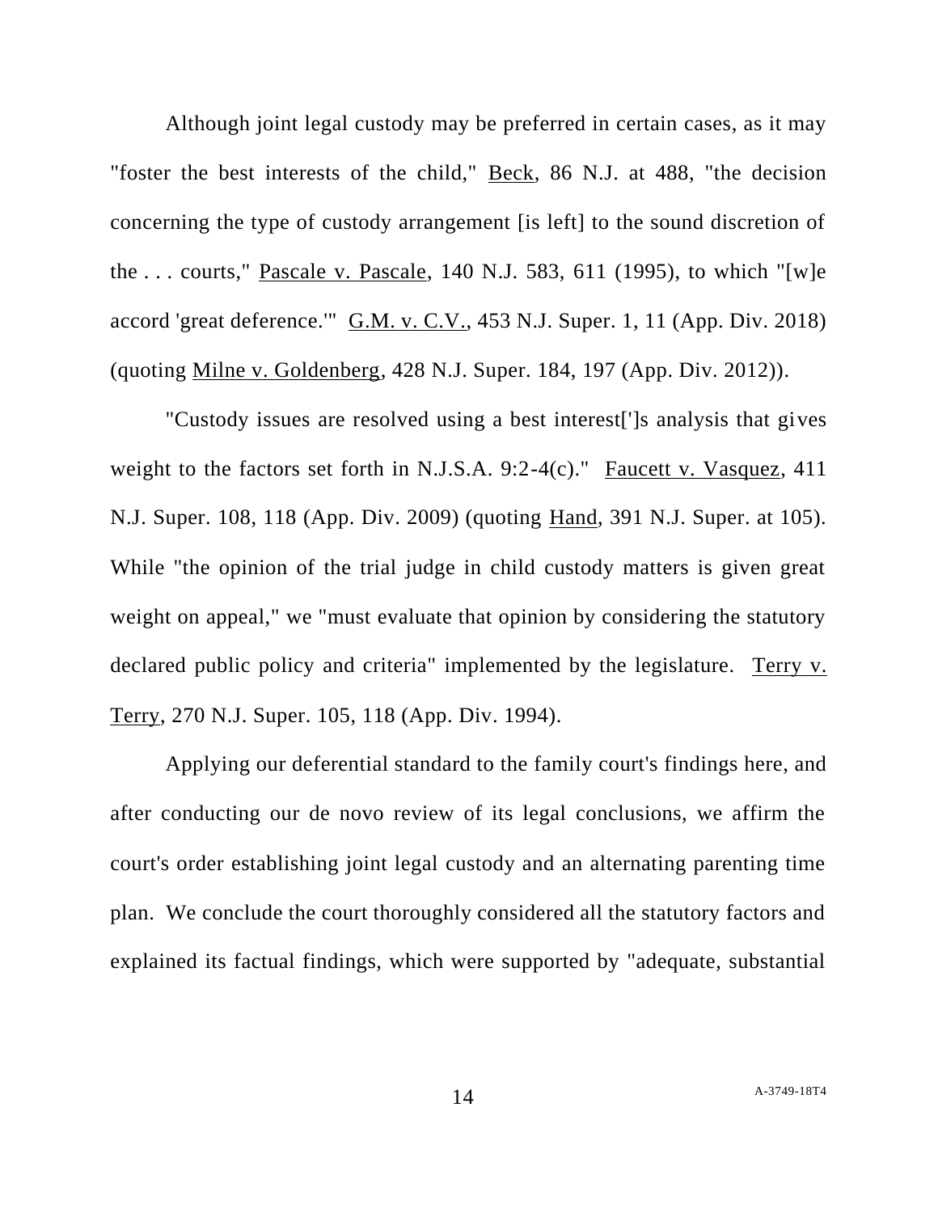Although joint legal custody may be preferred in certain cases, as it may "foster the best interests of the child," Beck, 86 N.J. at 488, "the decision concerning the type of custody arrangement [is left] to the sound discretion of the . . . courts," Pascale v. Pascale, 140 N.J. 583, 611 (1995), to which "[w]e accord 'great deference.'" G.M. v. C.V., 453 N.J. Super. 1, 11 (App. Div. 2018) (quoting Milne v. Goldenberg, 428 N.J. Super. 184, 197 (App. Div. 2012)).

"Custody issues are resolved using a best interest[']s analysis that gives weight to the factors set forth in N.J.S.A. 9:2-4(c)." Faucett v. Vasquez, 411 N.J. Super. 108, 118 (App. Div. 2009) (quoting Hand, 391 N.J. Super. at 105). While "the opinion of the trial judge in child custody matters is given great weight on appeal," we "must evaluate that opinion by considering the statutory declared public policy and criteria" implemented by the legislature. Terry v. Terry, 270 N.J. Super. 105, 118 (App. Div. 1994).

Applying our deferential standard to the family court's findings here, and after conducting our de novo review of its legal conclusions, we affirm the court's order establishing joint legal custody and an alternating parenting time plan. We conclude the court thoroughly considered all the statutory factors and explained its factual findings, which were supported by "adequate, substantial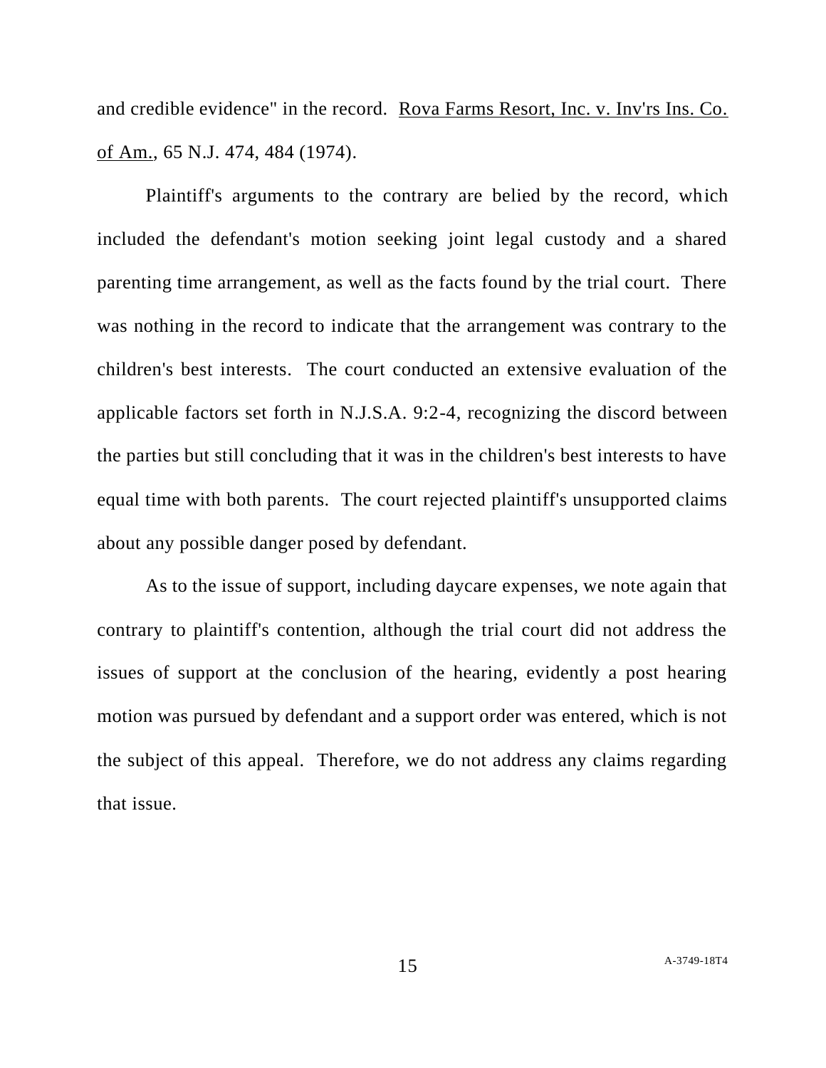and credible evidence" in the record. Rova Farms Resort, Inc. v. Inv'rs Ins. Co. of Am., 65 N.J. 474, 484 (1974).

Plaintiff's arguments to the contrary are belied by the record, which included the defendant's motion seeking joint legal custody and a shared parenting time arrangement, as well as the facts found by the trial court. There was nothing in the record to indicate that the arrangement was contrary to the children's best interests. The court conducted an extensive evaluation of the applicable factors set forth in N.J.S.A. 9:2-4, recognizing the discord between the parties but still concluding that it was in the children's best interests to have equal time with both parents. The court rejected plaintiff's unsupported claims about any possible danger posed by defendant.

As to the issue of support, including daycare expenses, we note again that contrary to plaintiff's contention, although the trial court did not address the issues of support at the conclusion of the hearing, evidently a post hearing motion was pursued by defendant and a support order was entered, which is not the subject of this appeal. Therefore, we do not address any claims regarding that issue.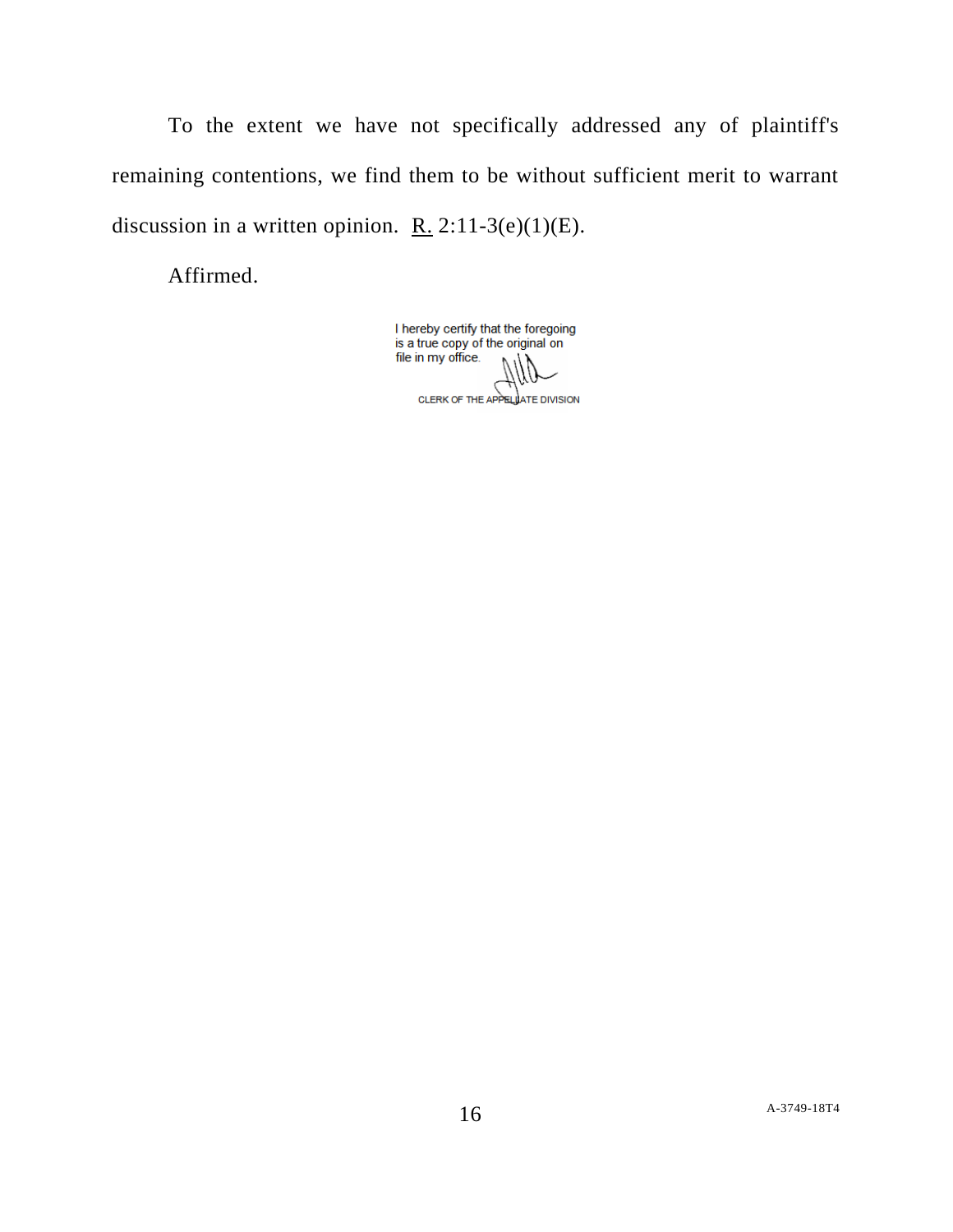To the extent we have not specifically addressed any of plaintiff's remaining contentions, we find them to be without sufficient merit to warrant discussion in a written opinion. R. 2:11-3(e)(1)(E).

Affirmed.

I hereby certify that the foregoing is a true copy of the original on file in my office.

CLERK OF THE APPELLATE DIVISION